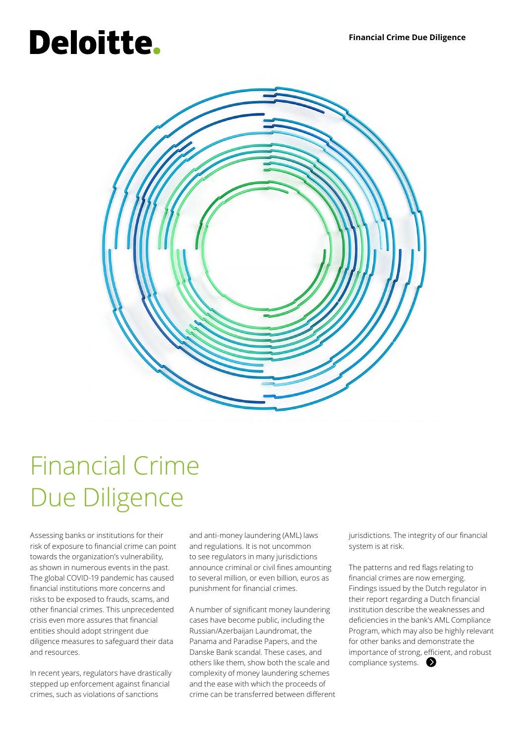# Financial Crime Due Diligence

Assessing banks or institutions for their risk of exposure to financial crime can point towards the organization's vulnerability, as shown in numerous events in the past. The global COVID-19 pandemic has caused financial institutions more concerns and risks to be exposed to frauds, scams, and other financial crimes. This unprecedented crisis even more assures that financial entities should adopt stringent due diligence measures to safeguard their data and resources.

In recent years, regulators have drastically stepped up enforcement against financial crimes, such as violations of sanctions and anti-money laundering (AML) laws and regulations. It is not uncommon to see regulators in many jurisdictions announce criminal or civil fines amounting to several million, or even billion, euros as punishment for financial crimes.

A number of significant money laundering cases have become public, including the Russian/Azerbaijan Laundromat, the Panama and Paradise Papers, and the Danske Bank scandal. These cases, and others like them, show both the scale and complexity of money laundering schemes and the ease with which the proceeds of crime can be transferred between different jurisdictions. The integrity of our financial system is at risk.

The patterns and red flags relating to financial crimes are now emerging. Findings issued by the Dutch regulator in their report regarding a Dutch financial institution describe the weaknesses and deficiencies in the bank's AML Compliance Program, which may also be highly relevant for other banks and demonstrate the importance of strong, efficient, and robust compliance systems.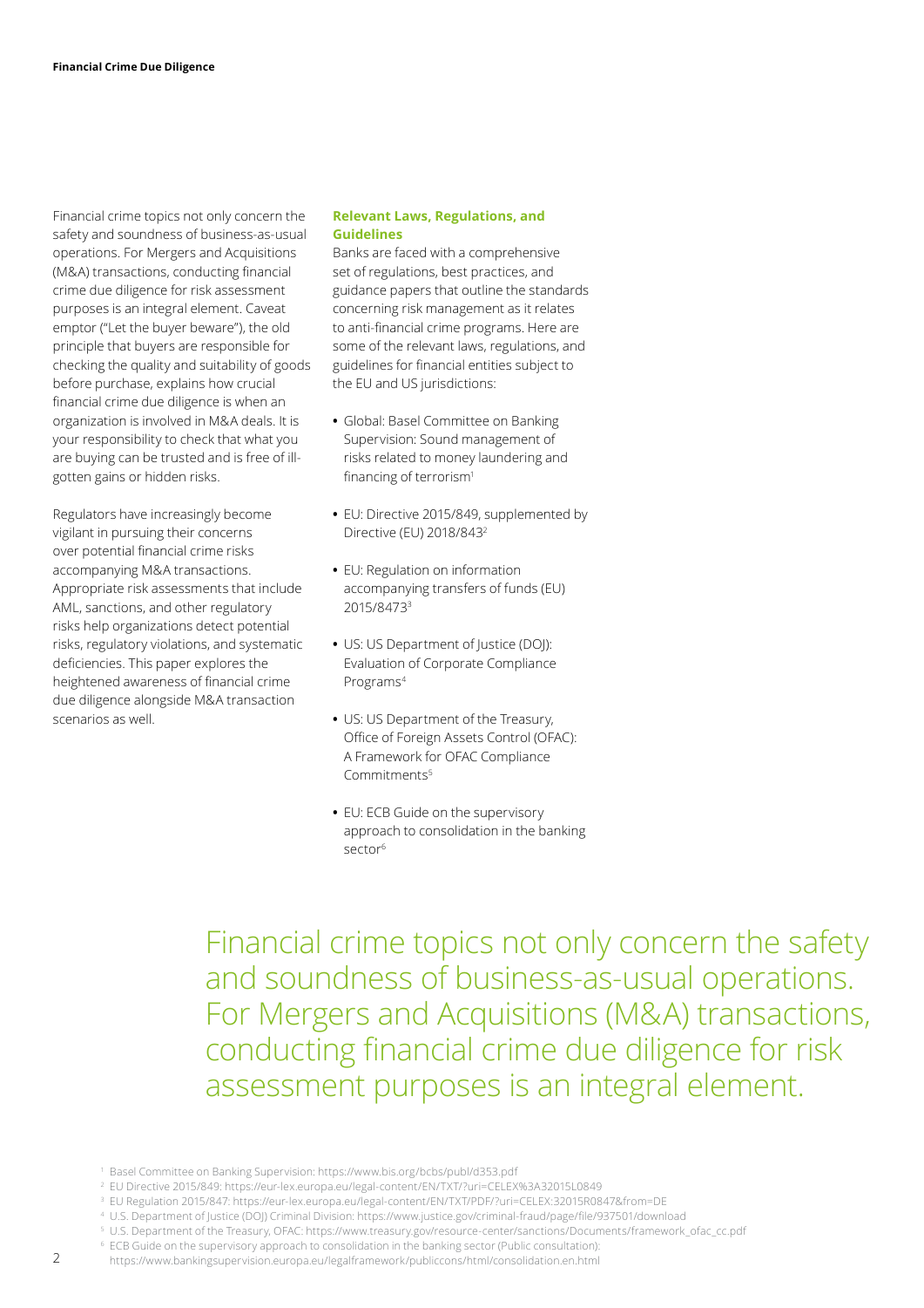Financial crime topics not only concern the safety and soundness of business-as-usual operations. For Mergers and Acquisitions (M&A) transactions, conducting financial crime due diligence for risk assessment purposes is an integral element. Caveat emptor ("Let the buyer beware"), the old principle that buyers are responsible for checking the quality and suitability of goods before purchase, explains how crucial financial crime due diligence is when an organization is involved in M&A deals. It is your responsibility to check that what you are buying can be trusted and is free of ill-gotten gains or hidden risks.

Regulators have increasingly become vigilant in pursuing their concerns over potential financial crime risks accompanying M&A transactions. Appropriate risk assessments that include AML, sanctions, and other regulatory risks help organizations detect potential risks, regulatory violations, and systematic deficiencies. This paper explores the heightened awareness of financial crime due diligence alongside M&A transaction scenarios as well.

## Relevant Laws, Regulations, and Guidelines

Banks are faced with a comprehensive set of regulations, best practices, and guidance papers that outline the standards concerning risk management as it relates to anti-financial crime programs. Here are some of the relevant laws, regulations, and guidelines for financial entities subject to the EU and US jurisdictions:

- Global: Basel Committee on Banking Supervision: Sound management of risks related to money laundering and financing of terrorism[1]
- EU: Directive 2015/849, supplemented by Directive (EU) 2018/843[2]
- EU: Regulation on information accompanying transfers of funds (EU) 2015/8473[3]
- US: US Department of Justice (DOJ): Evaluation of Corporate Compliance Programs[4]
- US: US Department of the Treasury, Office of Foreign Assets Control (OFAC): A Framework for OFAC Compliance Commitments[5]
- EU: ECB Guide on the supervisory approach to consolidation in the banking sector[6]

> Financial crime topics not only concern the safety and soundness of business-as-usual operations. For Mergers and Acquisitions (M&A) transactions, conducting financial crime due diligence for risk assessment purposes is an integral element.

[1] Basel Committee on Banking Supervision: https://www.bis.org/bcbs/publ/d353.pdf

[2] EU Directive 2015/849: https://eur-lex.europa.eu/legal-content/EN/TXT/?uri=CELEX%3A32015L0849

[3] EU Regulation 2015/847: https://eur-lex.europa.eu/legal-content/EN/TXT/PDF/?uri=CELEX:32015R0847&from=DE

[4] U.S. Department of Justice (DOJ) Criminal Division: https://www.justice.gov/criminal-fraud/page/file/937501/download

[5] U.S. Department of the Treasury, OFAC: https://www.treasury.gov/resource-center/sanctions/Documents/framework_ofac_cc.pdf

[6] ECB Guide on the supervisory approach to consolidation in the banking sector (Public consultation): https://www.bankingsupervision.europa.eu/legalframework/publiccons/html/consolidation.en.html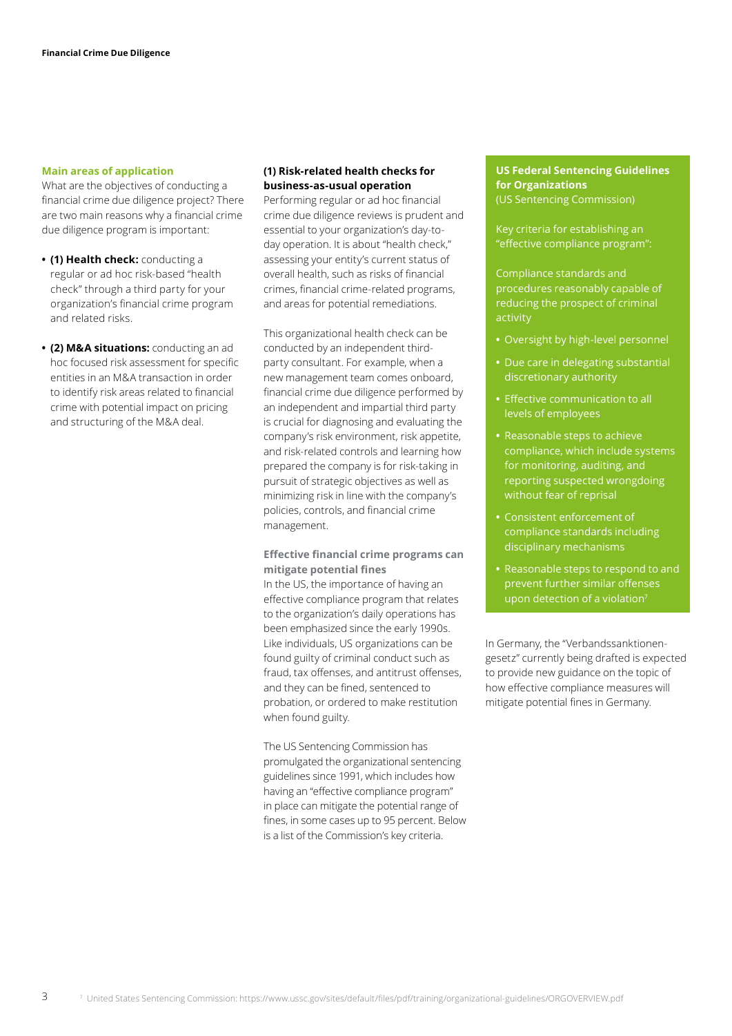## Main areas of application

What are the objectives of conducting a financial crime due diligence project? There are two main reasons why a financial crime due diligence program is important:

- **(1) Health check:** conducting a regular or ad hoc risk-based "health check" through a third party for your organization's financial crime program and related risks.
- **(2) M&A situations:** conducting an ad hoc focused risk assessment for specific entities in an M&A transaction in order to identify risk areas related to financial crime with potential impact on pricing and structuring of the M&A deal.

### (1) Risk-related health checks for business-as-usual operation

Performing regular or ad hoc financial crime due diligence reviews is prudent and essential to your organization's day-to-day operation. It is about "health check," assessing your entity's current status of overall health, such as risks of financial crimes, financial crime-related programs, and areas for potential remediations.

This organizational health check can be conducted by an independent third-party consultant. For example, when a new management team comes onboard, financial crime due diligence performed by an independent and impartial third party is crucial for diagnosing and evaluating the company's risk environment, risk appetite, and risk-related controls and learning how prepared the company is for risk-taking in pursuit of strategic objectives as well as minimizing risk in line with the company's policies, controls, and financial crime management.

#### Effective financial crime programs can mitigate potential fines

In the US, the importance of having an effective compliance program that relates to the organization's daily operations has been emphasized since the early 1990s. Like individuals, US organizations can be found guilty of criminal conduct such as fraud, tax offenses, and antitrust offenses, and they can be fined, sentenced to probation, or ordered to make restitution when found guilty.

The US Sentencing Commission has promulgated the organizational sentencing guidelines since 1991, which includes how having an "effective compliance program" in place can mitigate the potential range of fines, in some cases up to 95 percent. Below is a list of the Commission's key criteria.

**US Federal Sentencing Guidelines for Organizations**
(US Sentencing Commission)

Key criteria for establishing an "effective compliance program":

Compliance standards and procedures reasonably capable of reducing the prospect of criminal activity

- Oversight by high-level personnel
- Due care in delegating substantial discretionary authority
- Effective communication to all levels of employees
- Reasonable steps to achieve compliance, which include systems for monitoring, auditing, and reporting suspected wrongdoing without fear of reprisal
- Consistent enforcement of compliance standards including disciplinary mechanisms
- Reasonable steps to respond to and prevent further similar offenses upon detection of a violation[7]

In Germany, the "Verbandssanktionen­gesetz" currently being drafted is expected to provide new guidance on the topic of how effective compliance measures will mitigate potential fines in Germany.

[7] United States Sentencing Commission: https://www.ussc.gov/sites/default/files/pdf/training/organizational-guidelines/ORGOVERVIEW.pdf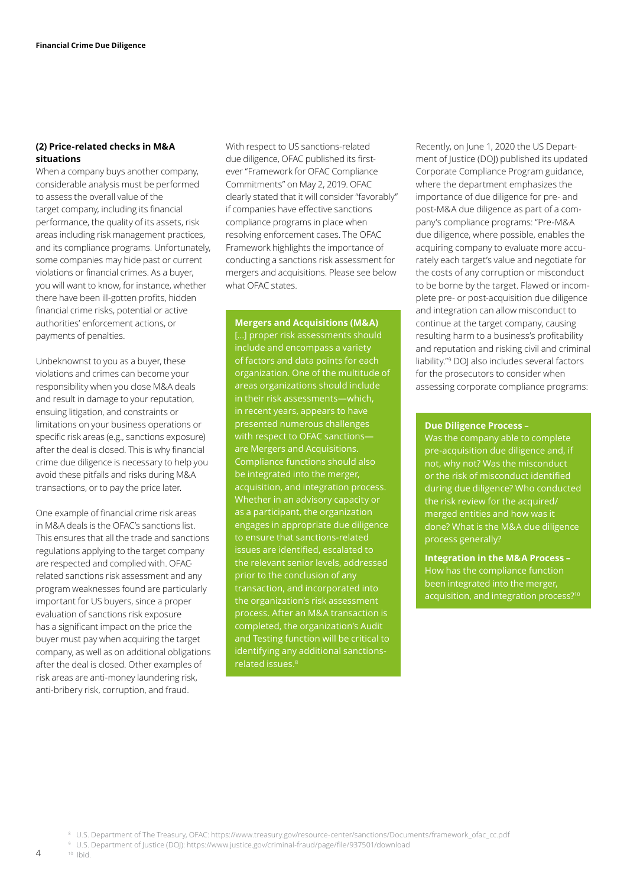### (2) Price-related checks in M&A situations

When a company buys another company, considerable analysis must be performed to assess the overall value of the target company, including its financial performance, the quality of its assets, risk areas including risk management practices, and its compliance programs. Unfortunately, some companies may hide past or current violations or financial crimes. As a buyer, you will want to know, for instance, whether there have been ill-gotten profits, hidden financial crime risks, potential or active authorities' enforcement actions, or payments of penalties.

Unbeknownst to you as a buyer, these violations and crimes can become your responsibility when you close M&A deals and result in damage to your reputation, ensuing litigation, and constraints or limitations on your business operations or specific risk areas (e.g., sanctions exposure) after the deal is closed. This is why financial crime due diligence is necessary to help you avoid these pitfalls and risks during M&A transactions, or to pay the price later.

One example of financial crime risk areas in M&A deals is the OFAC's sanctions list. This ensures that all the trade and sanctions regulations applying to the target company are respected and complied with. OFAC-related sanctions risk assessment and any program weaknesses found are particularly important for US buyers, since a proper evaluation of sanctions risk exposure has a significant impact on the price the buyer must pay when acquiring the target company, as well as on additional obligations after the deal is closed. Other examples of risk areas are anti-money laundering risk, anti-bribery risk, corruption, and fraud.

With respect to US sanctions-related due diligence, OFAC published its first-ever "Framework for OFAC Compliance Commitments" on May 2, 2019. OFAC clearly stated that it will consider "favorably" if companies have effective sanctions compliance programs in place when resolving enforcement cases. The OFAC Framework highlights the importance of conducting a sanctions risk assessment for mergers and acquisitions. Please see below what OFAC states.

**Mergers and Acquisitions (M&A)**

[…] proper risk assessments should include and encompass a variety of factors and data points for each organization. One of the multitude of areas organizations should include in their risk assessments—which, in recent years, appears to have presented numerous challenges with respect to OFAC sanctions—are Mergers and Acquisitions. Compliance functions should also be integrated into the merger, acquisition, and integration process. Whether in an advisory capacity or as a participant, the organization engages in appropriate due diligence to ensure that sanctions-related issues are identified, escalated to the relevant senior levels, addressed prior to the conclusion of any transaction, and incorporated into the organization's risk assessment process. After an M&A transaction is completed, the organization's Audit and Testing function will be critical to identifying any additional sanctions-related issues.[8]

Recently, on June 1, 2020 the US Department of Justice (DOJ) published its updated Corporate Compliance Program guidance, where the department emphasizes the importance of due diligence for pre- and post-M&A due diligence as part of a company's compliance programs: "Pre-M&A due diligence, where possible, enables the acquiring company to evaluate more accurately each target's value and negotiate for the costs of any corruption or misconduct to be borne by the target. Flawed or incomplete pre- or post-acquisition due diligence and integration can allow misconduct to continue at the target company, causing resulting harm to a business's profitability and reputation and risking civil and criminal liability."[9] DOJ also includes several factors for the prosecutors to consider when assessing corporate compliance programs:

**Due Diligence Process –** Was the company able to complete pre-acquisition due diligence and, if not, why not? Was the misconduct or the risk of misconduct identified during due diligence? Who conducted the risk review for the acquired/merged entities and how was it done? What is the M&A due diligence process generally?

**Integration in the M&A Process –** How has the compliance function been integrated into the merger, acquisition, and integration process?[10]

[8] U.S. Department of The Treasury, OFAC: https://www.treasury.gov/resource-center/sanctions/Documents/framework_ofac_cc.pdf

[9] U.S. Department of Justice (DOJ): https://www.justice.gov/criminal-fraud/page/file/937501/download

[10] Ibid.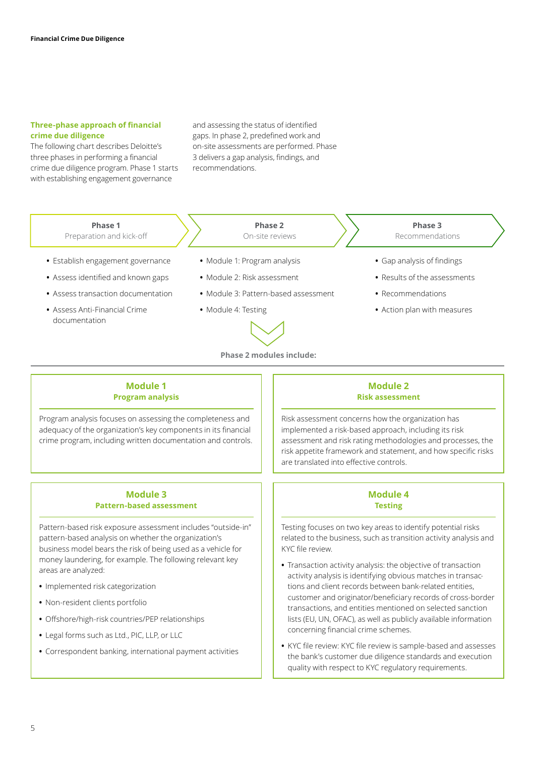## Three-phase approach of financial crime due diligence

The following chart describes Deloitte's three phases in performing a financial crime due diligence program. Phase 1 starts with establishing engagement governance and assessing the status of identified gaps. In phase 2, predefined work and on-site assessments are performed. Phase 3 delivers a gap analysis, findings, and recommendations.

### Phase 1
Preparation and kick-off

- Establish engagement governance
- Assess identified and known gaps
- Assess transaction documentation
- Assess Anti-Financial Crime documentation

### Phase 2
On-site reviews

- Module 1: Program analysis
- Module 2: Risk assessment
- Module 3: Pattern-based assessment
- Module 4: Testing

### Phase 3
Recommendations

- Gap analysis of findings
- Results of the assessments
- Recommendations
- Action plan with measures

**Phase 2 modules include:**

### Module 1
**Program analysis**

Program analysis focuses on assessing the completeness and adequacy of the organization's key components in its financial crime program, including written documentation and controls.

### Module 2
**Risk assessment**

Risk assessment concerns how the organization has implemented a risk-based approach, including its risk assessment and risk rating methodologies and processes, the risk appetite framework and statement, and how specific risks are translated into effective controls.

### Module 3
**Pattern-based assessment**

Pattern-based risk exposure assessment includes "outside-in" pattern-based analysis on whether the organization's business model bears the risk of being used as a vehicle for money laundering, for example. The following relevant key areas are analyzed:

- Implemented risk categorization
- Non-resident clients portfolio
- Offshore/high-risk countries/PEP relationships
- Legal forms such as Ltd., PIC, LLP, or LLC
- Correspondent banking, international payment activities

### Module 4
**Testing**

Testing focuses on two key areas to identify potential risks related to the business, such as transition activity analysis and KYC file review.

- Transaction activity analysis: the objective of transaction activity analysis is identifying obvious matches in transactions and client records between bank-related entities, customer and originator/beneficiary records of cross-border transactions, and entities mentioned on selected sanction lists (EU, UN, OFAC), as well as publicly available information concerning financial crime schemes.
- KYC file review: KYC file review is sample-based and assesses the bank's customer due diligence standards and execution quality with respect to KYC regulatory requirements.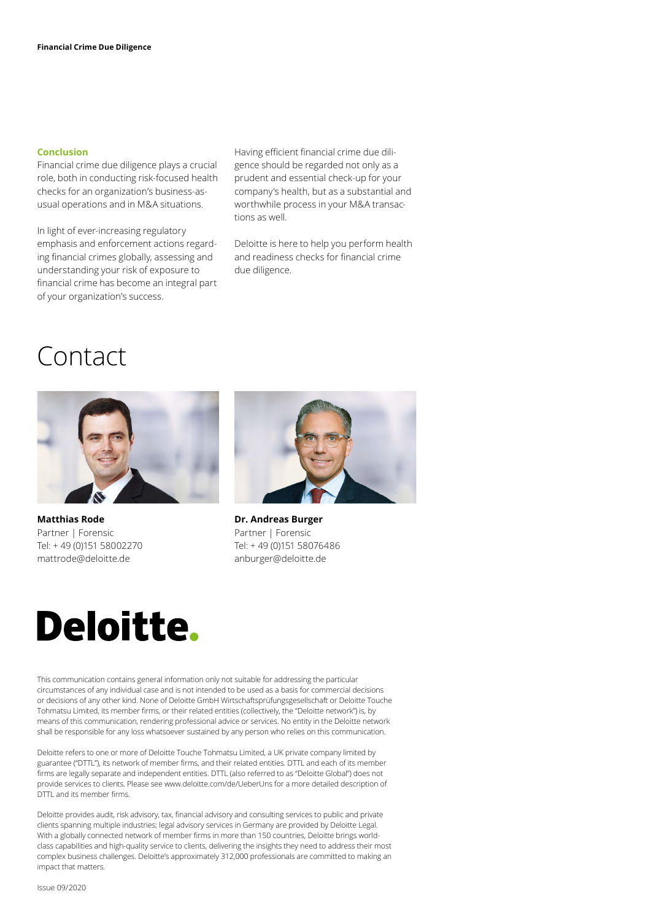### Conclusion

Financial crime due diligence plays a crucial role, both in conducting risk-focused health checks for an organization's business-as-usual operations and in M&A situations.

In light of ever-increasing regulatory emphasis and enforcement actions regarding financial crimes globally, assessing and understanding your risk of exposure to financial crime has become an integral part of your organization's success.

Having efficient financial crime due diligence should be regarded not only as a prudent and essential check-up for your company's health, but as a substantial and worthwhile process in your M&A transactions as well.

Deloitte is here to help you perform health and readiness checks for financial crime due diligence.

# Contact

**Matthias Rode**
Partner | Forensic
Tel: + 49 (0)151 58002270
mattrode@deloitte.de

**Dr. Andreas Burger**
Partner | Forensic
Tel: + 49 (0)151 58076486
anburger@deloitte.de

**Deloitte.**

This communication contains general information only not suitable for addressing the particular circumstances of any individual case and is not intended to be used as a basis for commercial decisions or decisions of any other kind. None of Deloitte GmbH Wirtschaftsprüfungsgesellschaft or Deloitte Touche Tohmatsu Limited, its member firms, or their related entities (collectively, the "Deloitte network") is, by means of this communication, rendering professional advice or services. No entity in the Deloitte network shall be responsible for any loss whatsoever sustained by any person who relies on this communication.

Deloitte refers to one or more of Deloitte Touche Tohmatsu Limited, a UK private company limited by guarantee ("DTTL"), its network of member firms, and their related entities. DTTL and each of its member firms are legally separate and independent entities. DTTL (also referred to as "Deloitte Global") does not provide services to clients. Please see www.deloitte.com/de/UeberUns for a more detailed description of DTTL and its member firms.

Deloitte provides audit, risk advisory, tax, financial advisory and consulting services to public and private clients spanning multiple industries; legal advisory services in Germany are provided by Deloitte Legal. With a globally connected network of member firms in more than 150 countries, Deloitte brings world-class capabilities and high-quality service to clients, delivering the insights they need to address their most complex business challenges. Deloitte's approximately 312,000 professionals are committed to making an impact that matters.

Issue 09/2020